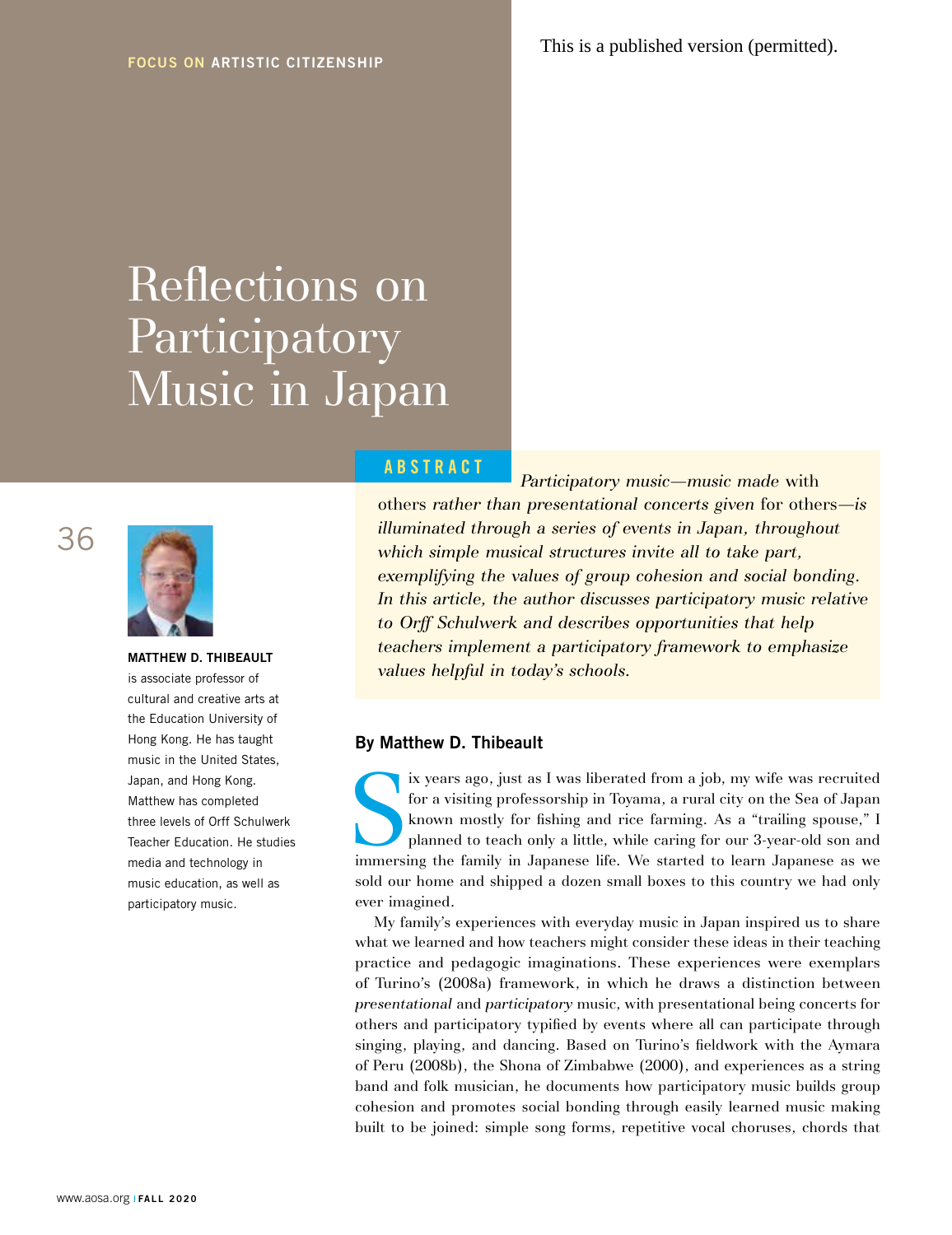FOCUS ON ARTISTIC CITIZENSHIP

This is a published version (permitted).

# Reflections on Participatory Music in Japan

## ABSTRACT

*Participatory music—music made* with others *rather than presentational concerts given* for others*—is illuminated through a series of events in Japan, throughout which simple musical structures invite all to take part, exemplifying the values of group cohesion and social bonding. In this article, the author discusses participatory music relative to Orff Schulwerk and describes opportunities that help teachers implement a participatory framework to emphasize values helpful in today's schools.*

**MATTHEW D. THIBEAULT** is associate professor of cultural and creative arts at the Education University of Hong Kong. He has taught music in the United States, Japan, and Hong Kong. Matthew has completed three levels of Orff Schulwerk Teacher Education. He studies media and technology in music education, as well as participatory music.

**By Matthew D. Thibeault**

Six years ago, just as I was liberated from a job, my wife was recruited for a visiting professorship in Toyama, a rural city on the Sea of Japan known mostly for fishing and rice farming. As a "trailing spouse," I planned to teach only a little, while caring for our 3-year-old son and immersing the family in Japanese life. We started to learn Japanese as we sold our home and shipped a dozen small boxes to this country we had only ever imagined.

My family's experiences with everyday music in Japan inspired us to share what we learned and how teachers might consider these ideas in their teaching practice and pedagogic imaginations. These experiences were exemplars of Turino's (2008a) framework, in which he draws a distinction between *presentational* and *participatory* music, with presentational being concerts for others and participatory typified by events where all can participate through singing, playing, and dancing. Based on Turino's fieldwork with the Aymara of Peru (2008b), the Shona of Zimbabwe (2000), and experiences as a string band and folk musician, he documents how participatory music builds group cohesion and promotes social bonding through easily learned music making built to be joined: simple song forms, repetitive vocal choruses, chords that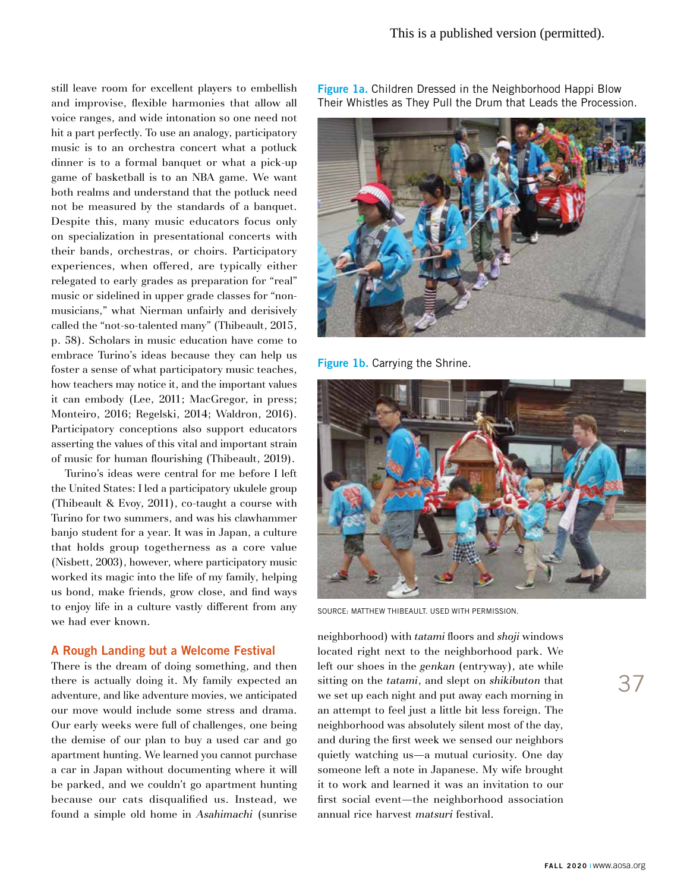still leave room for excellent players to embellish and improvise, flexible harmonies that allow all voice ranges, and wide intonation so one need not hit a part perfectly. To use an analogy, participatory music is to an orchestra concert what a potluck dinner is to a formal banquet or what a pick-up game of basketball is to an NBA game. We want both realms and understand that the potluck need not be measured by the standards of a banquet. Despite this, many music educators focus only on specialization in presentational concerts with their bands, orchestras, or choirs. Participatory experiences, when offered, are typically either relegated to early grades as preparation for "real" music or sidelined in upper grade classes for "non-musicians," what Nierman unfairly and derisively called the "not-so-talented many" (Thibeault, 2015, p. 58). Scholars in music education have come to embrace Turino's ideas because they can help us foster a sense of what participatory music teaches, how teachers may notice it, and the important values it can embody (Lee, 2011; MacGregor, in press; Monteiro, 2016; Regelski, 2014; Waldron, 2016). Participatory conceptions also support educators asserting the values of this vital and important strain of music for human flourishing (Thibeault, 2019).

Turino's ideas were central for me before I left the United States: I led a participatory ukulele group (Thibeault & Evoy, 2011), co-taught a course with Turino for two summers, and was his clawhammer banjo student for a year. It was in Japan, a culture that holds group togetherness as a core value (Nisbett, 2003), however, where participatory music worked its magic into the life of my family, helping us bond, make friends, grow close, and find ways to enjoy life in a culture vastly different from any we had ever known.

## A Rough Landing but a Welcome Festival

There is the dream of doing something, and then there is actually doing it. My family expected an adventure, and like adventure movies, we anticipated our move would include some stress and drama. Our early weeks were full of challenges, one being the demise of our plan to buy a used car and go apartment hunting. We learned you cannot purchase a car in Japan without documenting where it will be parked, and we couldn't go apartment hunting because our cats disqualified us. Instead, we found a simple old home in *Asahimachi* (sunrise neighborhood) with *tatami* floors and *shoji* windows located right next to the neighborhood park. We left our shoes in the *genkan* (entryway), ate while sitting on the *tatami*, and slept on *shikibuton* that we set up each night and put away each morning in an attempt to feel just a little bit less foreign. The neighborhood was absolutely silent most of the day, and during the first week we sensed our neighbors quietly watching us—a mutual curiosity. One day someone left a note in Japanese. My wife brought it to work and learned it was an invitation to our first social event—the neighborhood association annual rice harvest *matsuri* festival.

**Figure 1a.** Children Dressed in the Neighborhood Happi Blow Their Whistles as They Pull the Drum that Leads the Procession.

**Figure 1b.** Carrying the Shrine.

SOURCE: MATTHEW THIBEAULT. USED WITH PERMISSION.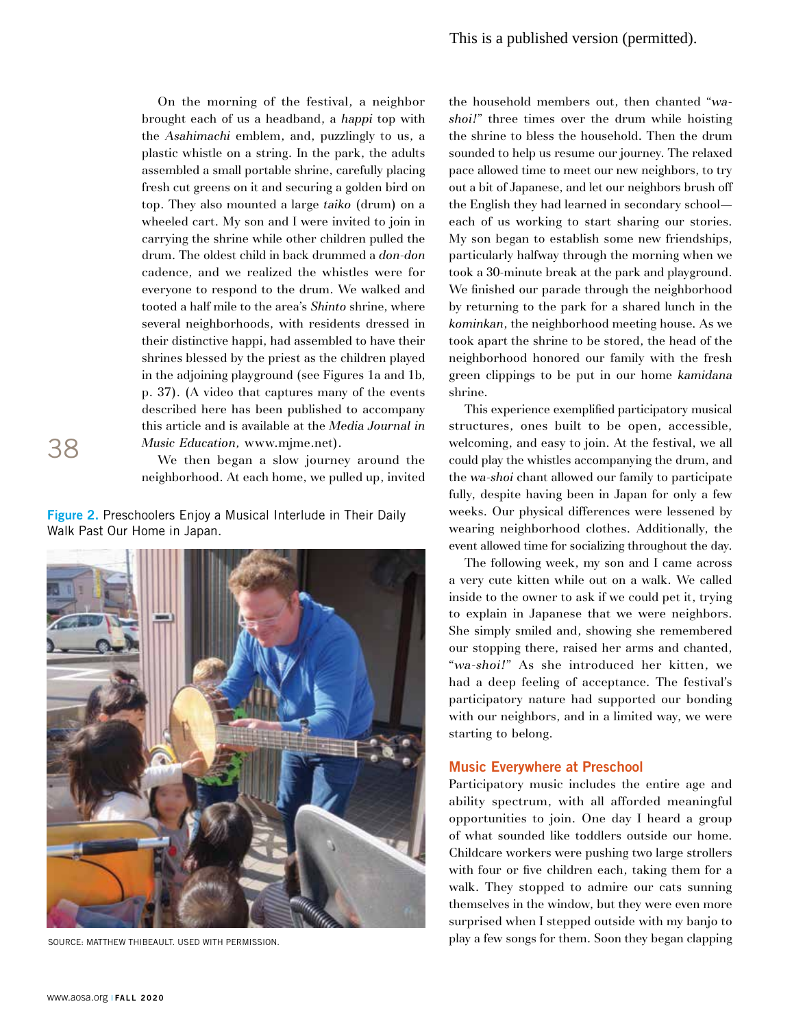On the morning of the festival, a neighbor brought each of us a headband, a *happi* top with the *Asahimachi* emblem, and, puzzlingly to us, a plastic whistle on a string. In the park, the adults assembled a small portable shrine, carefully placing fresh cut greens on it and securing a golden bird on top. They also mounted a large *taiko* (drum) on a wheeled cart. My son and I were invited to join in carrying the shrine while other children pulled the drum. The oldest child in back drummed a *don-don* cadence, and we realized the whistles were for everyone to respond to the drum. We walked and tooted a half mile to the area's *Shinto* shrine, where several neighborhoods, with residents dressed in their distinctive happi, had assembled to have their shrines blessed by the priest as the children played in the adjoining playground (see Figures 1a and 1b, p. 37). (A video that captures many of the events described here has been published to accompany this article and is available at the *Media Journal in Music Education,* www.mjme.net).

We then began a slow journey around the neighborhood. At each home, we pulled up, invited the household members out, then chanted "*wa-shoi!*" three times over the drum while hoisting the shrine to bless the household. Then the drum sounded to help us resume our journey. The relaxed pace allowed time to meet our new neighbors, to try out a bit of Japanese, and let our neighbors brush off the English they had learned in secondary school—each of us working to start sharing our stories. My son began to establish some new friendships, particularly halfway through the morning when we took a 30-minute break at the park and playground. We finished our parade through the neighborhood by returning to the park for a shared lunch in the *kominkan*, the neighborhood meeting house. As we took apart the shrine to be stored, the head of the neighborhood honored our family with the fresh green clippings to be put in our home *kamidana* shrine.

This experience exemplified participatory musical structures, ones built to be open, accessible, welcoming, and easy to join. At the festival, we all could play the whistles accompanying the drum, and the *wa-shoi* chant allowed our family to participate fully, despite having been in Japan for only a few weeks. Our physical differences were lessened by wearing neighborhood clothes. Additionally, the event allowed time for socializing throughout the day.

The following week, my son and I came across a very cute kitten while out on a walk. We called inside to the owner to ask if we could pet it, trying to explain in Japanese that we were neighbors. She simply smiled and, showing she remembered our stopping there, raised her arms and chanted, "*wa-shoi!*" As she introduced her kitten, we had a deep feeling of acceptance. The festival's participatory nature had supported our bonding with our neighbors, and in a limited way, we were starting to belong.

**Figure 2.** Preschoolers Enjoy a Musical Interlude in Their Daily Walk Past Our Home in Japan.

SOURCE: MATTHEW THIBEAULT. USED WITH PERMISSION.

## Music Everywhere at Preschool

Participatory music includes the entire age and ability spectrum, with all afforded meaningful opportunities to join. One day I heard a group of what sounded like toddlers outside our home. Childcare workers were pushing two large strollers with four or five children each, taking them for a walk. They stopped to admire our cats sunning themselves in the window, but they were even more surprised when I stepped outside with my banjo to play a few songs for them. Soon they began clapping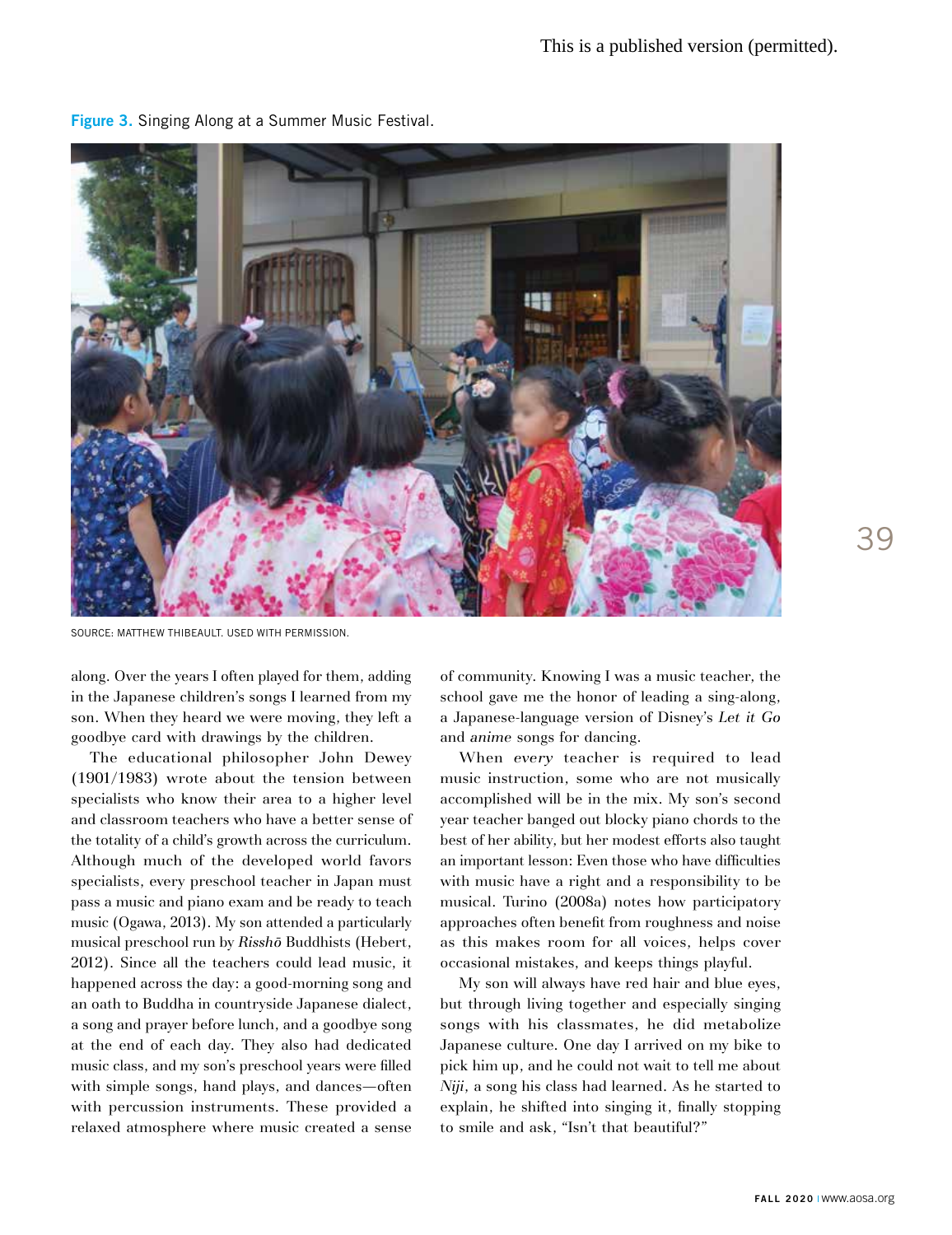**Figure 3.** Singing Along at a Summer Music Festival.

SOURCE: MATTHEW THIBEAULT. USED WITH PERMISSION.

along. Over the years I often played for them, adding in the Japanese children's songs I learned from my son. When they heard we were moving, they left a goodbye card with drawings by the children.

The educational philosopher John Dewey (1901/1983) wrote about the tension between specialists who know their area to a higher level and classroom teachers who have a better sense of the totality of a child's growth across the curriculum. Although much of the developed world favors specialists, every preschool teacher in Japan must pass a music and piano exam and be ready to teach music (Ogawa, 2013). My son attended a particularly musical preschool run by *Risshō* Buddhists (Hebert, 2012). Since all the teachers could lead music, it happened across the day: a good-morning song and an oath to Buddha in countryside Japanese dialect, a song and prayer before lunch, and a goodbye song at the end of each day. They also had dedicated music class, and my son's preschool years were filled with simple songs, hand plays, and dances—often with percussion instruments. These provided a relaxed atmosphere where music created a sense of community. Knowing I was a music teacher, the school gave me the honor of leading a sing-along, a Japanese-language version of Disney's *Let it Go* and *anime* songs for dancing.

When *every* teacher is required to lead music instruction, some who are not musically accomplished will be in the mix. My son's second year teacher banged out blocky piano chords to the best of her ability, but her modest efforts also taught an important lesson: Even those who have difficulties with music have a right and a responsibility to be musical. Turino (2008a) notes how participatory approaches often benefit from roughness and noise as this makes room for all voices, helps cover occasional mistakes, and keeps things playful.

My son will always have red hair and blue eyes, but through living together and especially singing songs with his classmates, he did metabolize Japanese culture. One day I arrived on my bike to pick him up, and he could not wait to tell me about *Niji*, a song his class had learned. As he started to explain, he shifted into singing it, finally stopping to smile and ask, "Isn't that beautiful?"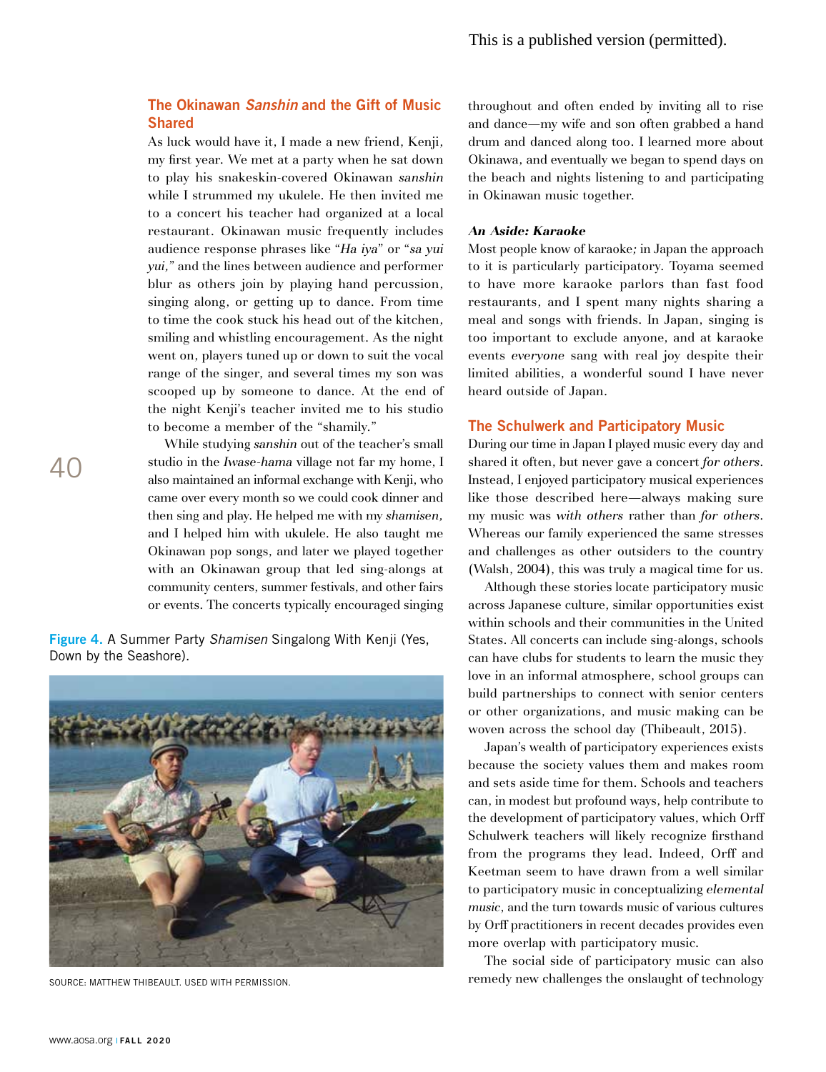## The Okinawan *Sanshin* and the Gift of Music Shared

As luck would have it, I made a new friend, Kenji, my first year. We met at a party when he sat down to play his snakeskin-covered Okinawan *sanshin* while I strummed my ukulele. He then invited me to a concert his teacher had organized at a local restaurant. Okinawan music frequently includes audience response phrases like "*Ha iya*" or "*sa yui yui,*" and the lines between audience and performer blur as others join by playing hand percussion, singing along, or getting up to dance. From time to time the cook stuck his head out of the kitchen, smiling and whistling encouragement. As the night went on, players tuned up or down to suit the vocal range of the singer, and several times my son was scooped up by someone to dance. At the end of the night Kenji's teacher invited me to his studio to become a member of the "shamily."

While studying *sanshin* out of the teacher's small studio in the *Iwase-hama* village not far my home, I also maintained an informal exchange with Kenji, who came over every month so we could cook dinner and then sing and play. He helped me with my *shamisen*, and I helped him with ukulele. He also taught me Okinawan pop songs, and later we played together with an Okinawan group that led sing-alongs at community centers, summer festivals, and other fairs or events. The concerts typically encouraged singing throughout and often ended by inviting all to rise and dance—my wife and son often grabbed a hand drum and danced along too. I learned more about Okinawa, and eventually we began to spend days on the beach and nights listening to and participating in Okinawan music together.

**Figure 4.** A Summer Party *Shamisen* Singalong With Kenji (Yes, Down by the Seashore).

SOURCE: MATTHEW THIBEAULT. USED WITH PERMISSION.

### *An Aside: Karaoke*

Most people know of karaoke*;* in Japan the approach to it is particularly participatory. Toyama seemed to have more karaoke parlors than fast food restaurants, and I spent many nights sharing a meal and songs with friends. In Japan, singing is too important to exclude anyone, and at karaoke events *everyone* sang with real joy despite their limited abilities, a wonderful sound I have never heard outside of Japan.

## The Schulwerk and Participatory Music

During our time in Japan I played music every day and shared it often, but never gave a concert *for others*. Instead, I enjoyed participatory musical experiences like those described here—always making sure my music was *with others* rather than *for others*. Whereas our family experienced the same stresses and challenges as other outsiders to the country (Walsh, 2004), this was truly a magical time for us.

Although these stories locate participatory music across Japanese culture, similar opportunities exist within schools and their communities in the United States. All concerts can include sing-alongs, schools can have clubs for students to learn the music they love in an informal atmosphere, school groups can build partnerships to connect with senior centers or other organizations, and music making can be woven across the school day (Thibeault, 2015).

Japan's wealth of participatory experiences exists because the society values them and makes room and sets aside time for them. Schools and teachers can, in modest but profound ways, help contribute to the development of participatory values, which Orff Schulwerk teachers will likely recognize firsthand from the programs they lead. Indeed, Orff and Keetman seem to have drawn from a well similar to participatory music in conceptualizing *elemental music*, and the turn towards music of various cultures by Orff practitioners in recent decades provides even more overlap with participatory music.

The social side of participatory music can also remedy new challenges the onslaught of technology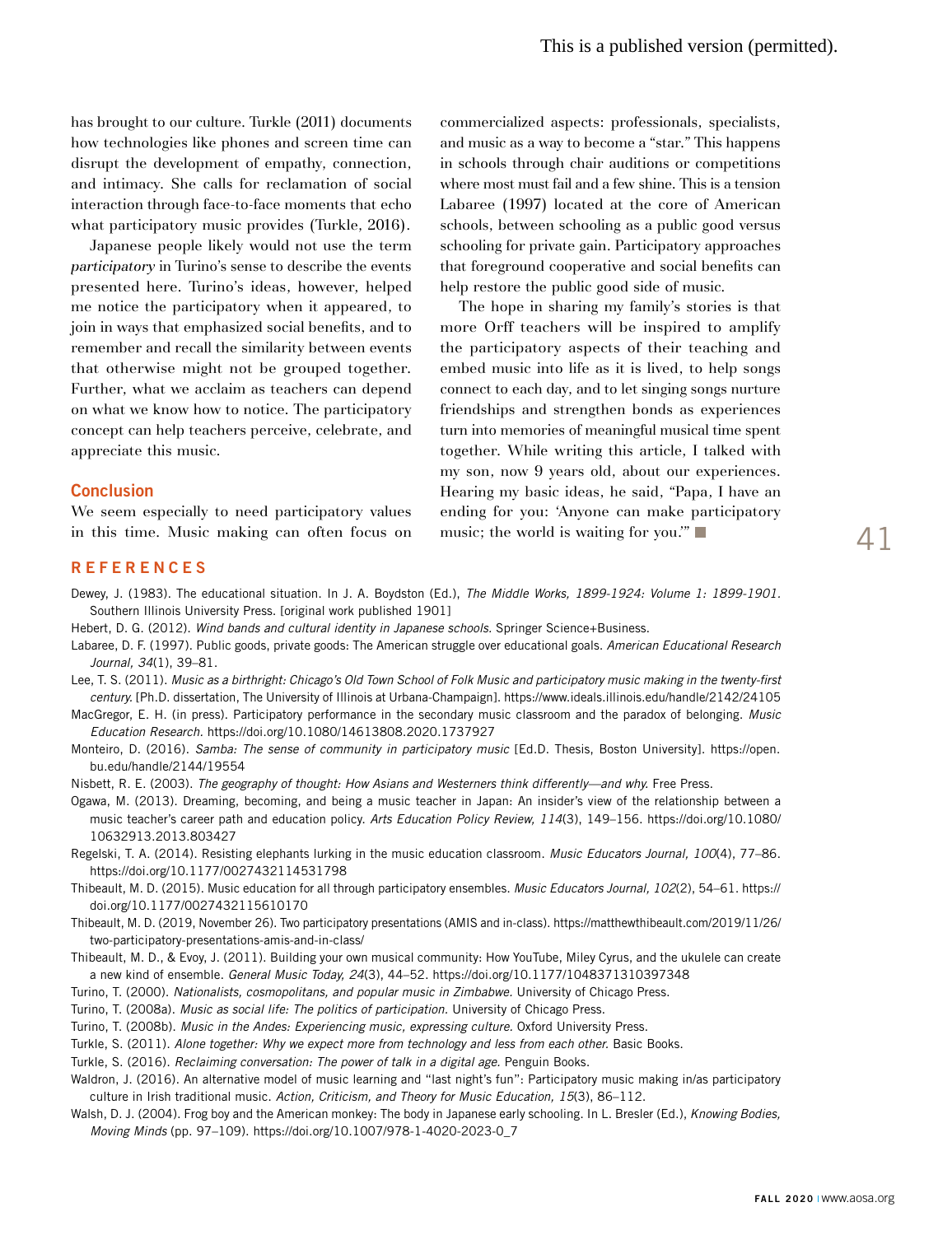has brought to our culture. Turkle (2011) documents how technologies like phones and screen time can disrupt the development of empathy, connection, and intimacy. She calls for reclamation of social interaction through face-to-face moments that echo what participatory music provides (Turkle, 2016).

Japanese people likely would not use the term *participatory* in Turino's sense to describe the events presented here. Turino's ideas, however, helped me notice the participatory when it appeared, to join in ways that emphasized social benefits, and to remember and recall the similarity between events that otherwise might not be grouped together. Further, what we acclaim as teachers can depend on what we know how to notice. The participatory concept can help teachers perceive, celebrate, and appreciate this music.

## Conclusion

We seem especially to need participatory values in this time. Music making can often focus on commercialized aspects: professionals, specialists, and music as a way to become a "star." This happens in schools through chair auditions or competitions where most must fail and a few shine. This is a tension Labaree (1997) located at the core of American schools, between schooling as a public good versus schooling for private gain. Participatory approaches that foreground cooperative and social benefits can help restore the public good side of music.

The hope in sharing my family's stories is that more Orff teachers will be inspired to amplify the participatory aspects of their teaching and embed music into life as it is lived, to help songs connect to each day, and to let singing songs nurture friendships and strengthen bonds as experiences turn into memories of meaningful musical time spent together. While writing this article, I talked with my son, now 9 years old, about our experiences. Hearing my basic ideas, he said, "Papa, I have an ending for you: 'Anyone can make participatory music; the world is waiting for you.'" ■

## REFERENCES

Dewey, J. (1983). The educational situation. In J. A. Boydston (Ed.), *The Middle Works, 1899-1924: Volume 1: 1899-1901*. Southern Illinois University Press. [original work published 1901]

Hebert, D. G. (2012). *Wind bands and cultural identity in Japanese schools*. Springer Science+Business.

Labaree, D. F. (1997). Public goods, private goods: The American struggle over educational goals. *American Educational Research Journal, 34*(1), 39–81.

Lee, T. S. (2011). *Music as a birthright: Chicago's Old Town School of Folk Music and participatory music making in the twenty-first century.* [Ph.D. dissertation, The University of Illinois at Urbana-Champaign]. https://www.ideals.illinois.edu/handle/2142/24105

MacGregor, E. H. (in press). Participatory performance in the secondary music classroom and the paradox of belonging. *Music Education Research.* https://doi.org/10.1080/14613808.2020.1737927

Monteiro, D. (2016). *Samba: The sense of community in participatory music* [Ed.D. Thesis, Boston University]. https://open.bu.edu/handle/2144/19554

Nisbett, R. E. (2003). *The geography of thought: How Asians and Westerners think differently—and why.* Free Press.

Ogawa, M. (2013). Dreaming, becoming, and being a music teacher in Japan: An insider's view of the relationship between a music teacher's career path and education policy. *Arts Education Policy Review, 114*(3), 149–156. https://doi.org/10.1080/10632913.2013.803427

Regelski, T. A. (2014). Resisting elephants lurking in the music education classroom. *Music Educators Journal, 100*(4), 77–86. https://doi.org/10.1177/0027432114531798

Thibeault, M. D. (2015). Music education for all through participatory ensembles. *Music Educators Journal, 102*(2), 54–61. https://doi.org/10.1177/0027432115610170

Thibeault, M. D. (2019, November 26). Two participatory presentations (AMIS and in-class). https://matthewthibeault.com/2019/11/26/two-participatory-presentations-amis-and-in-class/

Thibeault, M. D., & Evoy, J. (2011). Building your own musical community: How YouTube, Miley Cyrus, and the ukulele can create a new kind of ensemble. *General Music Today, 24*(3), 44–52. https://doi.org/10.1177/1048371310397348

Turino, T. (2000). *Nationalists, cosmopolitans, and popular music in Zimbabwe.* University of Chicago Press.

Turino, T. (2008a). *Music as social life: The politics of participation.* University of Chicago Press.

Turino, T. (2008b). *Music in the Andes: Experiencing music, expressing culture.* Oxford University Press.

Turkle, S. (2011). *Alone together: Why we expect more from technology and less from each other.* Basic Books.

Turkle, S. (2016). *Reclaiming conversation: The power of talk in a digital age.* Penguin Books.

Waldron, J. (2016). An alternative model of music learning and "last night's fun": Participatory music making in/as participatory culture in Irish traditional music. *Action, Criticism, and Theory for Music Education, 15*(3), 86–112.

Walsh, D. J. (2004). Frog boy and the American monkey: The body in Japanese early schooling. In L. Bresler (Ed.), *Knowing Bodies, Moving Minds* (pp. 97–109). https://doi.org/10.1007/978-1-4020-2023-0_7